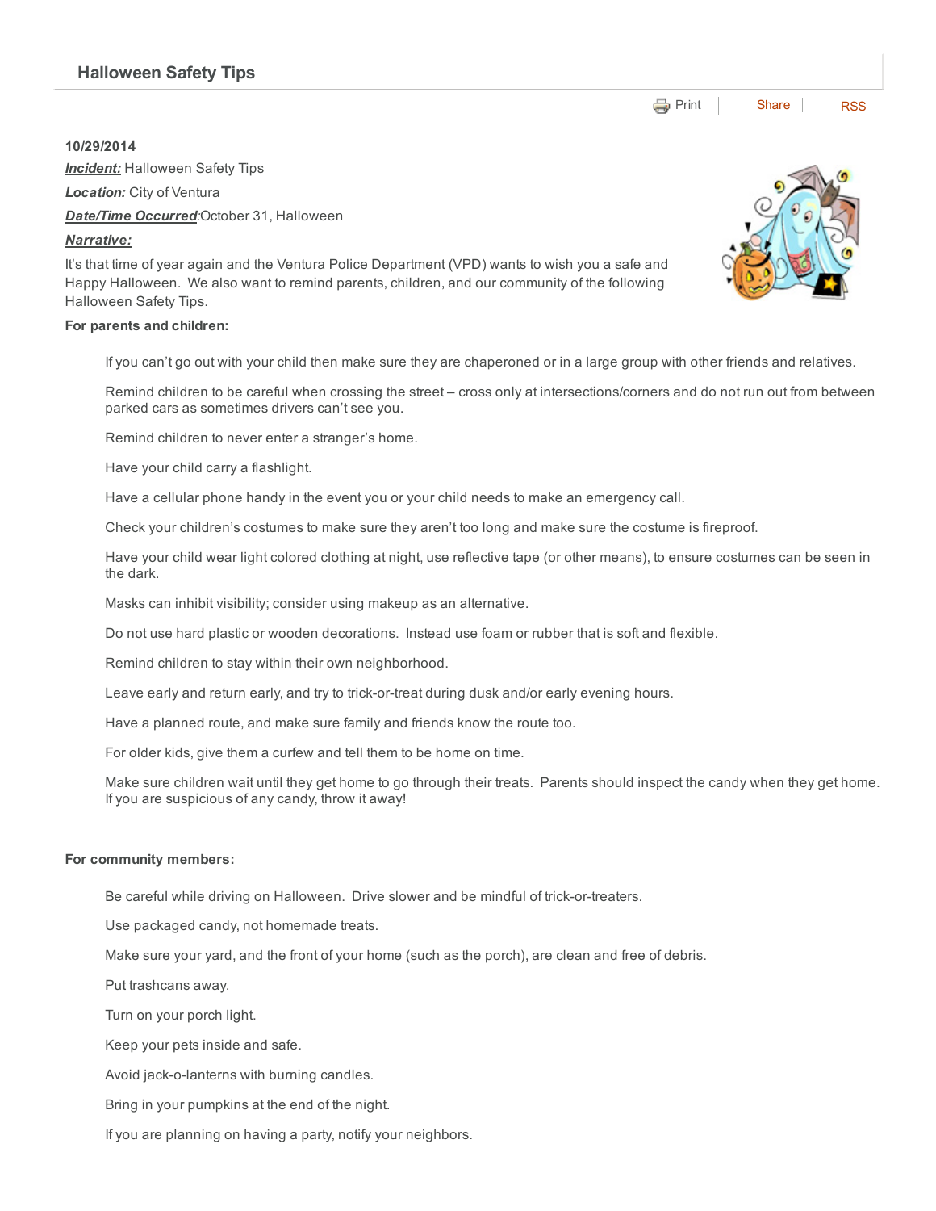## Halloween Safety Tips

Print | Share | RSS

**10/29/2014**

***Incident:*** Halloween Safety Tips

***Location:*** City of Ventura

***Date/Time Occurred***:October 31, Halloween

***Narrative:***

It's that time of year again and the Ventura Police Department (VPD) wants to wish you a safe and Happy Halloween. We also want to remind parents, children, and our community of the following Halloween Safety Tips.

**For parents and children:**

If you can't go out with your child then make sure they are chaperoned or in a large group with other friends and relatives.

Remind children to be careful when crossing the street – cross only at intersections/corners and do not run out from between parked cars as sometimes drivers can't see you.

Remind children to never enter a stranger's home.

Have your child carry a flashlight.

Have a cellular phone handy in the event you or your child needs to make an emergency call.

Check your children's costumes to make sure they aren't too long and make sure the costume is fireproof.

Have your child wear light colored clothing at night, use reflective tape (or other means), to ensure costumes can be seen in the dark.

Masks can inhibit visibility; consider using makeup as an alternative.

Do not use hard plastic or wooden decorations. Instead use foam or rubber that is soft and flexible.

Remind children to stay within their own neighborhood.

Leave early and return early, and try to trick-or-treat during dusk and/or early evening hours.

Have a planned route, and make sure family and friends know the route too.

For older kids, give them a curfew and tell them to be home on time.

Make sure children wait until they get home to go through their treats. Parents should inspect the candy when they get home. If you are suspicious of any candy, throw it away!

**For community members:**

Be careful while driving on Halloween. Drive slower and be mindful of trick-or-treaters.

Use packaged candy, not homemade treats.

Make sure your yard, and the front of your home (such as the porch), are clean and free of debris.

Put trashcans away.

Turn on your porch light.

Keep your pets inside and safe.

Avoid jack-o-lanterns with burning candles.

Bring in your pumpkins at the end of the night.

If you are planning on having a party, notify your neighbors.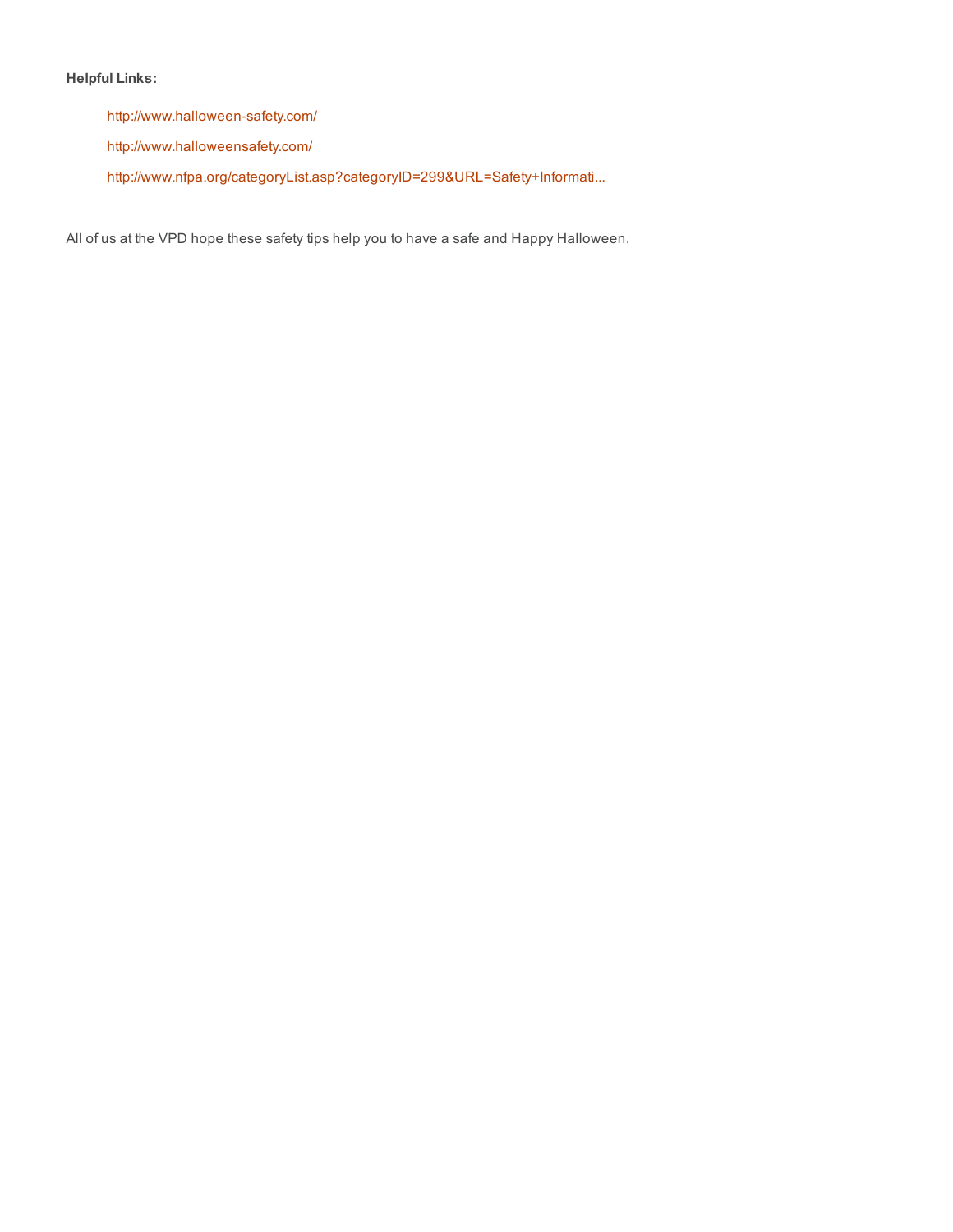**Helpful Links:**

- http://www.halloween-safety.com/
- http://www.halloweensafety.com/
- http://www.nfpa.org/categoryList.asp?categoryID=299&URL=Safety+Informati...

All of us at the VPD hope these safety tips help you to have a safe and Happy Halloween.